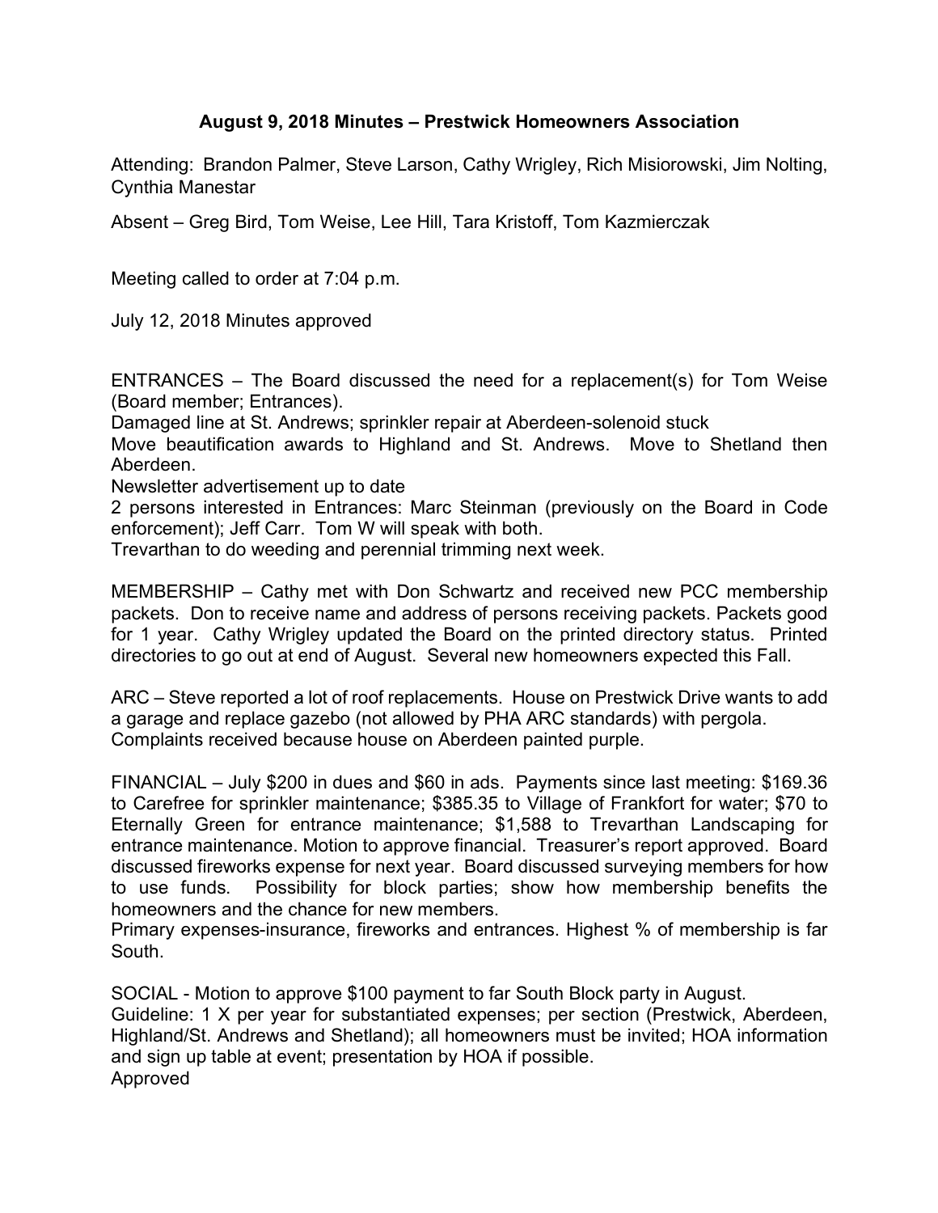# August 9, 2018 Minutes – Prestwick Homeowners Association

Attending: Brandon Palmer, Steve Larson, Cathy Wrigley, Rich Misiorowski, Jim Nolting, Cynthia Manestar

Absent – Greg Bird, Tom Weise, Lee Hill, Tara Kristoff, Tom Kazmierczak

Meeting called to order at 7:04 p.m.

July 12, 2018 Minutes approved

ENTRANCES – The Board discussed the need for a replacement(s) for Tom Weise (Board member; Entrances).
Damaged line at St. Andrews; sprinkler repair at Aberdeen-solenoid stuck
Move beautification awards to Highland and St. Andrews. Move to Shetland then Aberdeen.
Newsletter advertisement up to date
2 persons interested in Entrances: Marc Steinman (previously on the Board in Code enforcement); Jeff Carr. Tom W will speak with both.
Trevarthan to do weeding and perennial trimming next week.

MEMBERSHIP – Cathy met with Don Schwartz and received new PCC membership packets. Don to receive name and address of persons receiving packets. Packets good for 1 year. Cathy Wrigley updated the Board on the printed directory status. Printed directories to go out at end of August. Several new homeowners expected this Fall.

ARC – Steve reported a lot of roof replacements. House on Prestwick Drive wants to add a garage and replace gazebo (not allowed by PHA ARC standards) with pergola. Complaints received because house on Aberdeen painted purple.

FINANCIAL – July $200 in dues and $60 in ads. Payments since last meeting: $169.36 to Carefree for sprinkler maintenance; $385.35 to Village of Frankfort for water; $70 to Eternally Green for entrance maintenance; $1,588 to Trevarthan Landscaping for entrance maintenance. Motion to approve financial. Treasurer's report approved. Board discussed fireworks expense for next year. Board discussed surveying members for how to use funds. Possibility for block parties; show how membership benefits the homeowners and the chance for new members.
Primary expenses-insurance, fireworks and entrances. Highest % of membership is far South.

SOCIAL - Motion to approve $100 payment to far South Block party in August.
Guideline: 1 X per year for substantiated expenses; per section (Prestwick, Aberdeen, Highland/St. Andrews and Shetland); all homeowners must be invited; HOA information and sign up table at event; presentation by HOA if possible.
Approved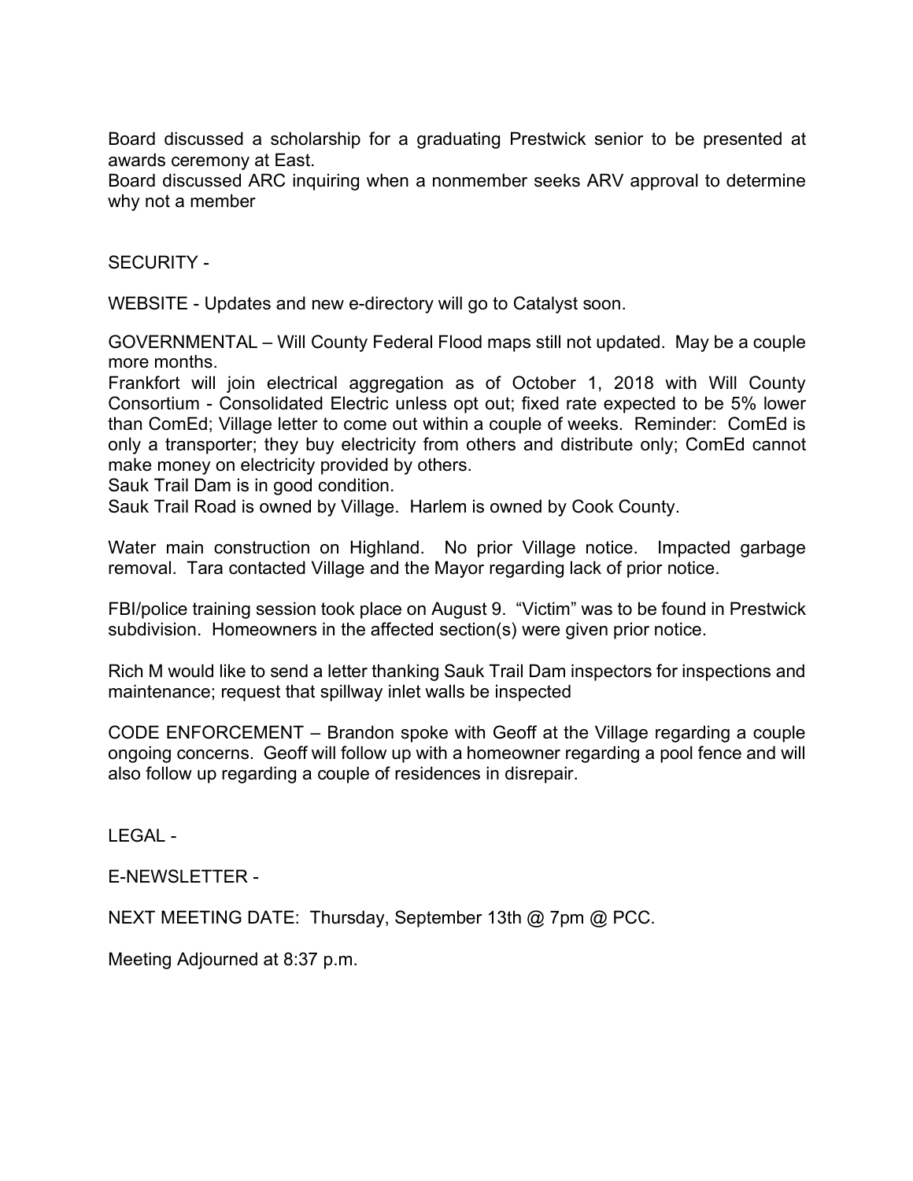Board discussed a scholarship for a graduating Prestwick senior to be presented at awards ceremony at East.

Board discussed ARC inquiring when a nonmember seeks ARV approval to determine why not a member

SECURITY -

WEBSITE - Updates and new e-directory will go to Catalyst soon.

GOVERNMENTAL – Will County Federal Flood maps still not updated. May be a couple more months.

Frankfort will join electrical aggregation as of October 1, 2018 with Will County Consortium - Consolidated Electric unless opt out; fixed rate expected to be 5% lower than ComEd; Village letter to come out within a couple of weeks. Reminder: ComEd is only a transporter; they buy electricity from others and distribute only; ComEd cannot make money on electricity provided by others.

Sauk Trail Dam is in good condition.

Sauk Trail Road is owned by Village. Harlem is owned by Cook County.

Water main construction on Highland. No prior Village notice. Impacted garbage removal. Tara contacted Village and the Mayor regarding lack of prior notice.

FBI/police training session took place on August 9. "Victim" was to be found in Prestwick subdivision. Homeowners in the affected section(s) were given prior notice.

Rich M would like to send a letter thanking Sauk Trail Dam inspectors for inspections and maintenance; request that spillway inlet walls be inspected

CODE ENFORCEMENT – Brandon spoke with Geoff at the Village regarding a couple ongoing concerns. Geoff will follow up with a homeowner regarding a pool fence and will also follow up regarding a couple of residences in disrepair.

LEGAL -

E-NEWSLETTER -

NEXT MEETING DATE: Thursday, September 13th @ 7pm @ PCC.

Meeting Adjourned at 8:37 p.m.